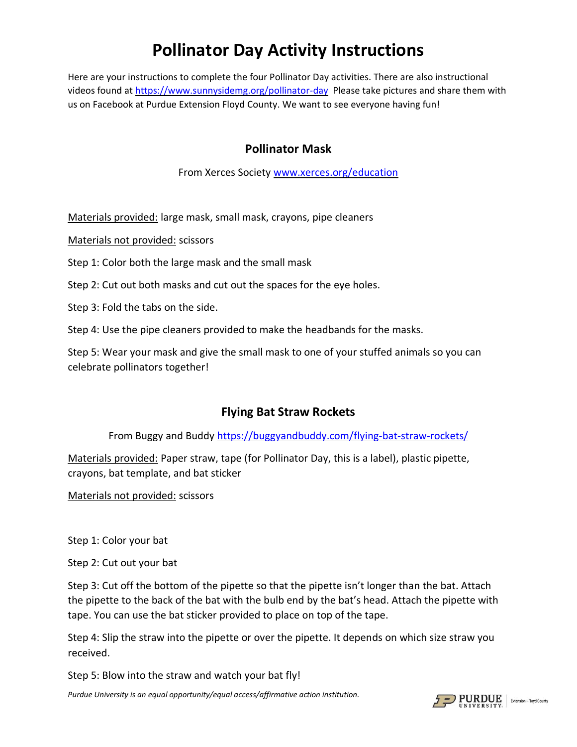# Pollinator Day Activity Instructions

Here are your instructions to complete the four Pollinator Day activities. There are also instructional videos found at https://www.sunnysidemg.org/pollinator-day Please take pictures and share them with us on Facebook at Purdue Extension Floyd County. We want to see everyone having fun!

## Pollinator Mask

From Xerces Society www.xerces.org/education

Materials provided: large mask, small mask, crayons, pipe cleaners

Materials not provided: scissors

Step 1: Color both the large mask and the small mask

Step 2: Cut out both masks and cut out the spaces for the eye holes.

Step 3: Fold the tabs on the side.

Step 4: Use the pipe cleaners provided to make the headbands for the masks.

Step 5: Wear your mask and give the small mask to one of your stuffed animals so you can celebrate pollinators together!

## Flying Bat Straw Rockets

From Buggy and Buddy https://buggyandbuddy.com/flying-bat-straw-rockets/

Materials provided: Paper straw, tape (for Pollinator Day, this is a label), plastic pipette, crayons, bat template, and bat sticker

Materials not provided: scissors

Step 1: Color your bat

Step 2: Cut out your bat

Step 3: Cut off the bottom of the pipette so that the pipette isn't longer than the bat. Attach the pipette to the back of the bat with the bulb end by the bat's head. Attach the pipette with tape. You can use the bat sticker provided to place on top of the tape.

Step 4: Slip the straw into the pipette or over the pipette. It depends on which size straw you received.

Step 5: Blow into the straw and watch your bat fly!

*Purdue University is an equal opportunity/equal access/affirmative action institution.*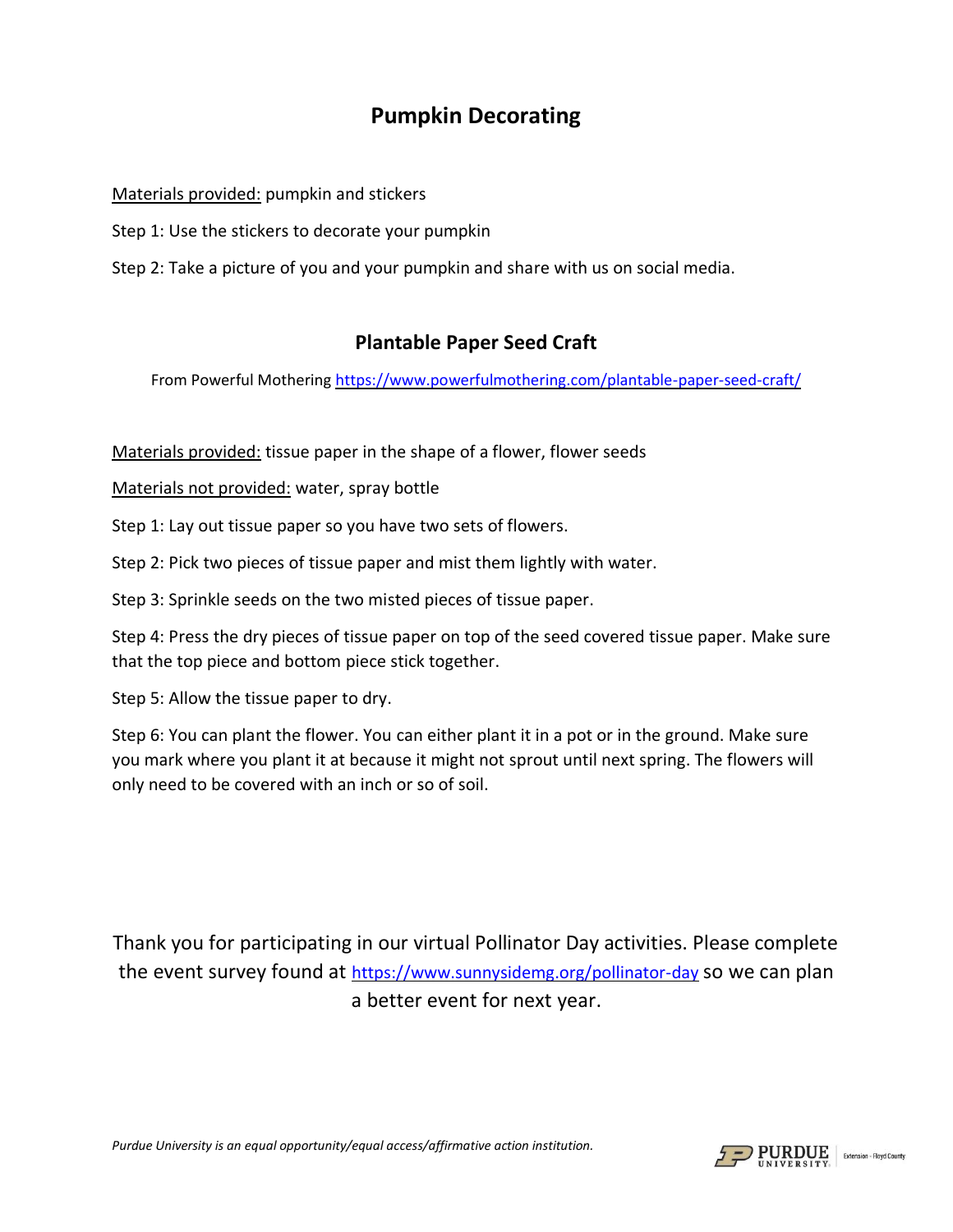## Pumpkin Decorating

Materials provided: pumpkin and stickers

Step 1: Use the stickers to decorate your pumpkin

Step 2: Take a picture of you and your pumpkin and share with us on social media.

## Plantable Paper Seed Craft

From Powerful Mothering https://www.powerfulmothering.com/plantable-paper-seed-craft/

Materials provided: tissue paper in the shape of a flower, flower seeds

Materials not provided: water, spray bottle

Step 1: Lay out tissue paper so you have two sets of flowers.

Step 2: Pick two pieces of tissue paper and mist them lightly with water.

Step 3: Sprinkle seeds on the two misted pieces of tissue paper.

Step 4: Press the dry pieces of tissue paper on top of the seed covered tissue paper. Make sure that the top piece and bottom piece stick together.

Step 5: Allow the tissue paper to dry.

Step 6: You can plant the flower. You can either plant it in a pot or in the ground. Make sure you mark where you plant it at because it might not sprout until next spring. The flowers will only need to be covered with an inch or so of soil.

Thank you for participating in our virtual Pollinator Day activities. Please complete the event survey found at https://www.sunnysidemg.org/pollinator-day so we can plan a better event for next year.

*Purdue University is an equal opportunity/equal access/affirmative action institution.*

PURDUE UNIVERSITY | Extension - Floyd County